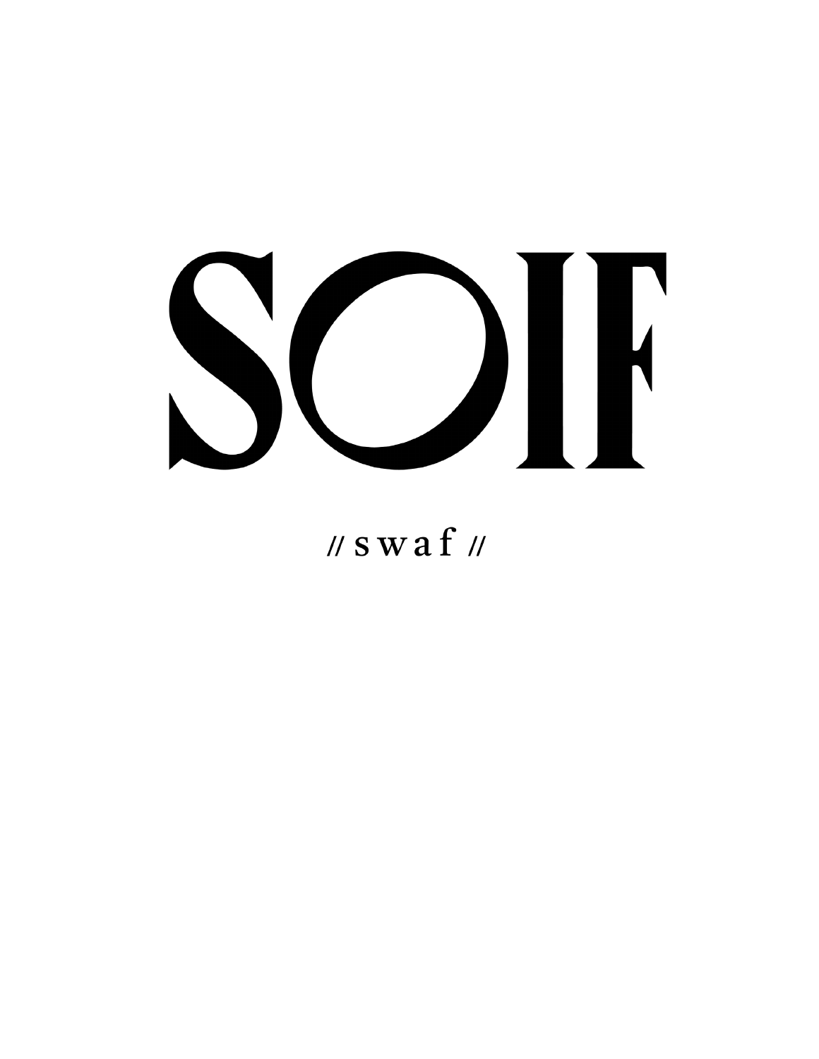# SOIF

// swaf //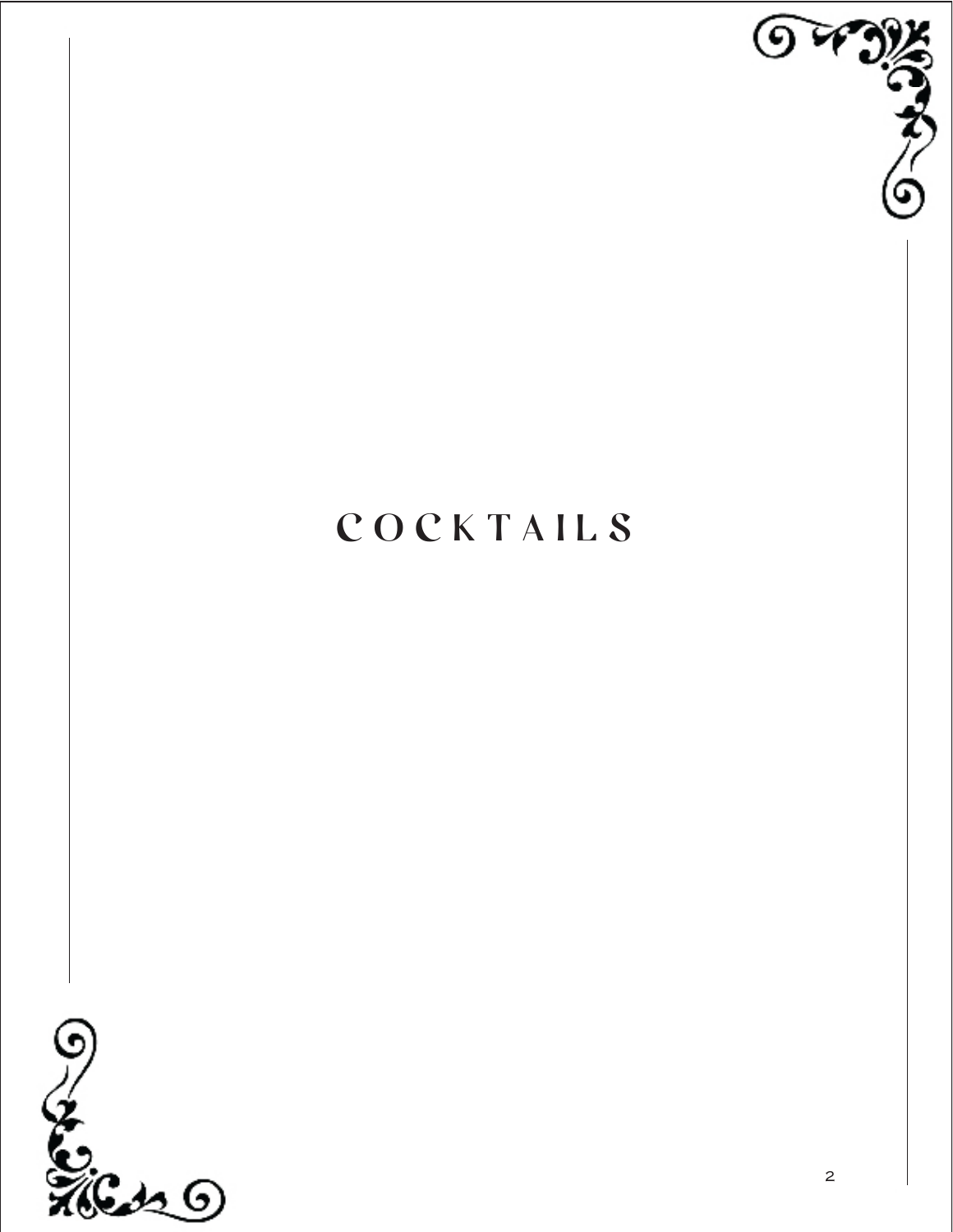# COCKTAILS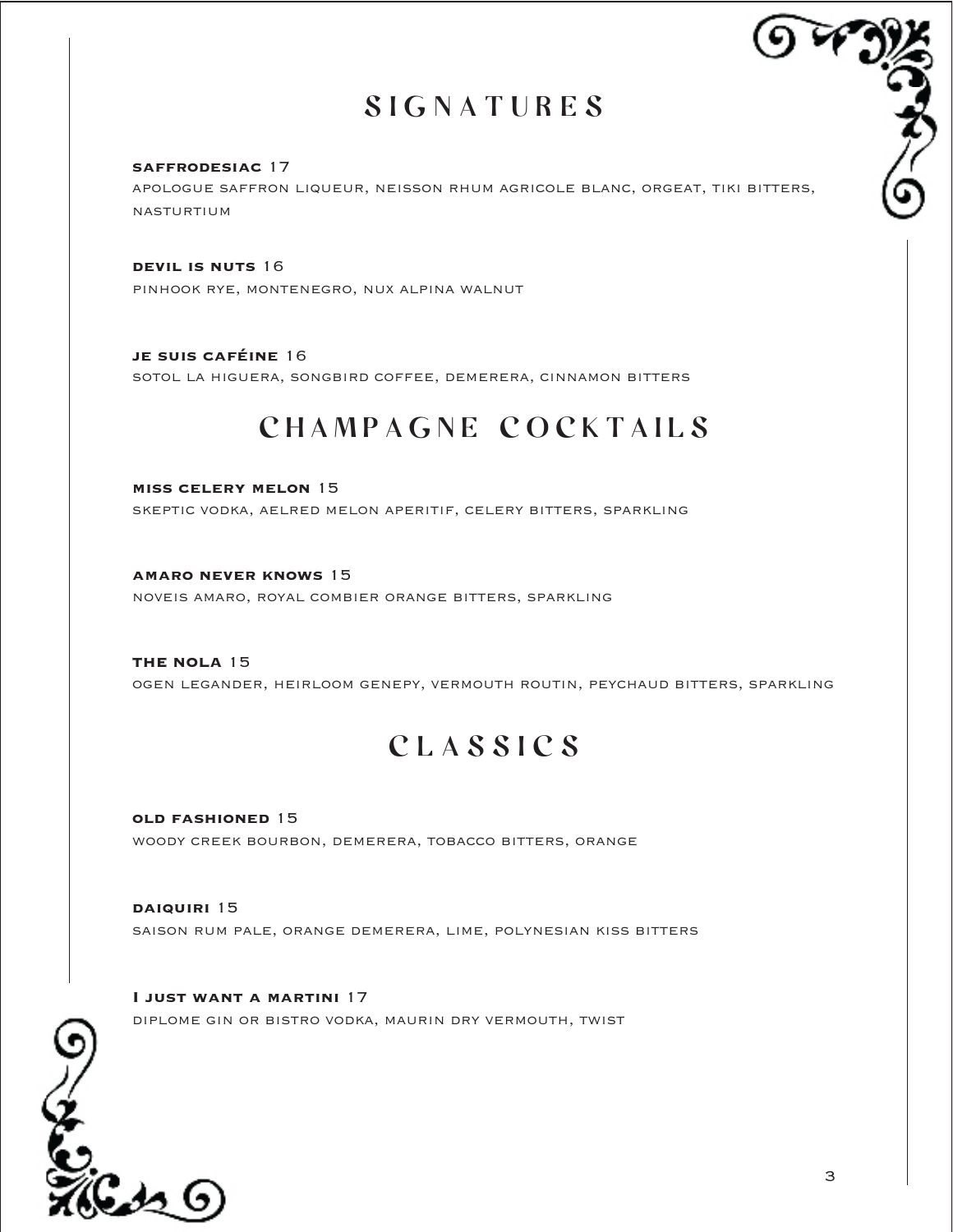# SIGNATURES

**SAFFRODESIAC** 17
APOLOGUE SAFFRON LIQUEUR, NEISSON RHUM AGRICOLE BLANC, ORGEAT, TIKI BITTERS, NASTURTIUM

**DEVIL IS NUTS** 16
PINHOOK RYE, MONTENEGRO, NUX ALPINA WALNUT

**JE SUIS CAFÉINE** 16
SOTOL LA HIGUERA, SONGBIRD COFFEE, DEMERERA, CINNAMON BITTERS

# CHAMPAGNE COCKTAILS

**MISS CELERY MELON** 15
SKEPTIC VODKA, AELRED MELON APERITIF, CELERY BITTERS, SPARKLING

**AMARO NEVER KNOWS** 15
NOVEIS AMARO, ROYAL COMBIER ORANGE BITTERS, SPARKLING

**THE NOLA** 15
OGEN LEGANDER, HEIRLOOM GENEPY, VERMOUTH ROUTIN, PEYCHAUD BITTERS, SPARKLING

# CLASSICS

**OLD FASHIONED** 15
WOODY CREEK BOURBON, DEMERERA, TOBACCO BITTERS, ORANGE

**DAIQUIRI** 15
SAISON RUM PALE, ORANGE DEMERERA, LIME, POLYNESIAN KISS BITTERS

**I JUST WANT A MARTINI** 17
DIPLOME GIN OR BISTRO VODKA, MAURIN DRY VERMOUTH, TWIST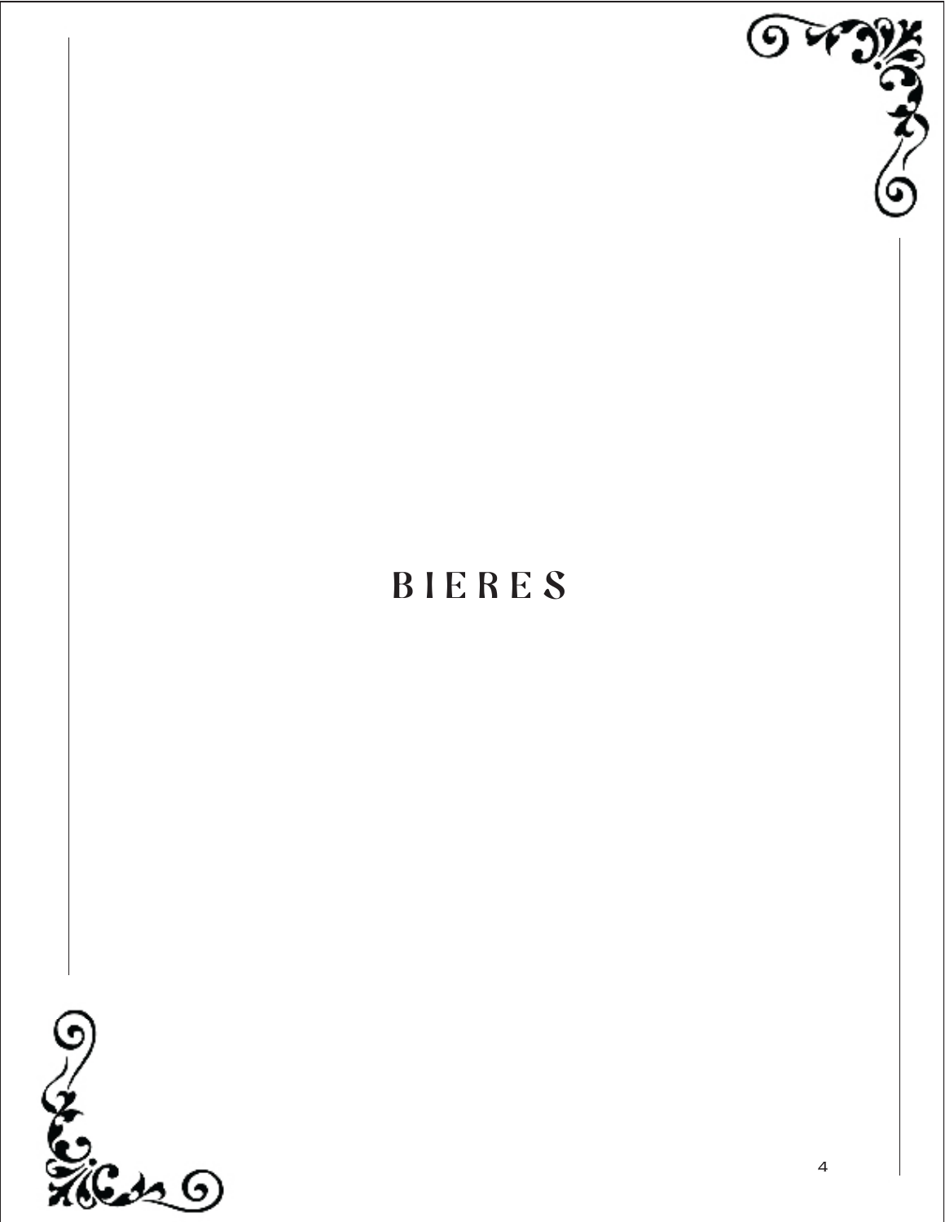# BIERES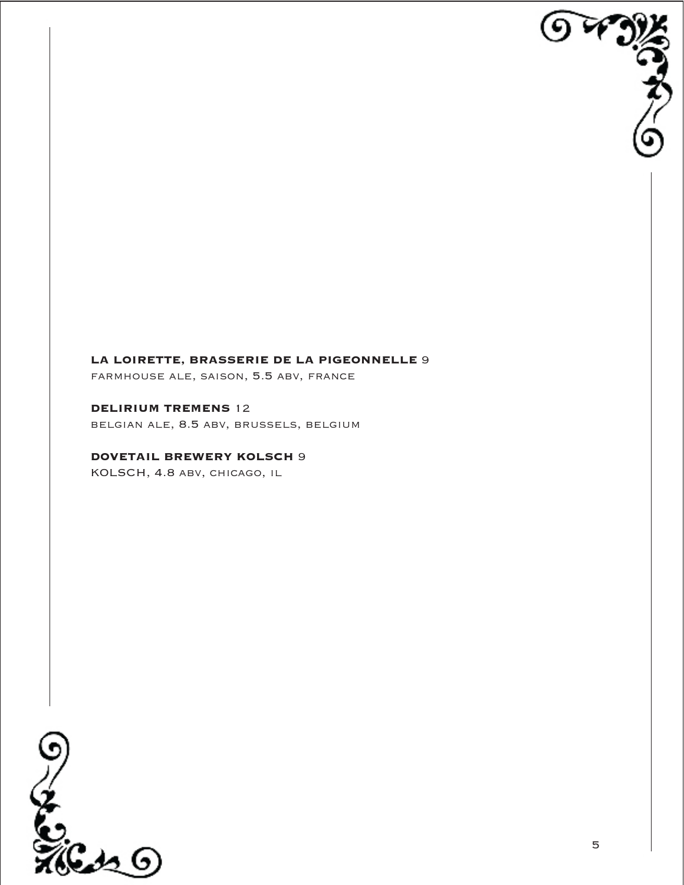**LA LOIRETTE, BRASSERIE DE LA PIGEONNELLE** 9
farmhouse ale, saison, 5.5 abv, france

**DELIRIUM TREMENS** 12
belgian ale, 8.5 abv, brussels, belgium

**DOVETAIL BREWERY KOLSCH** 9
KOLSCH, 4.8 abv, chicago, il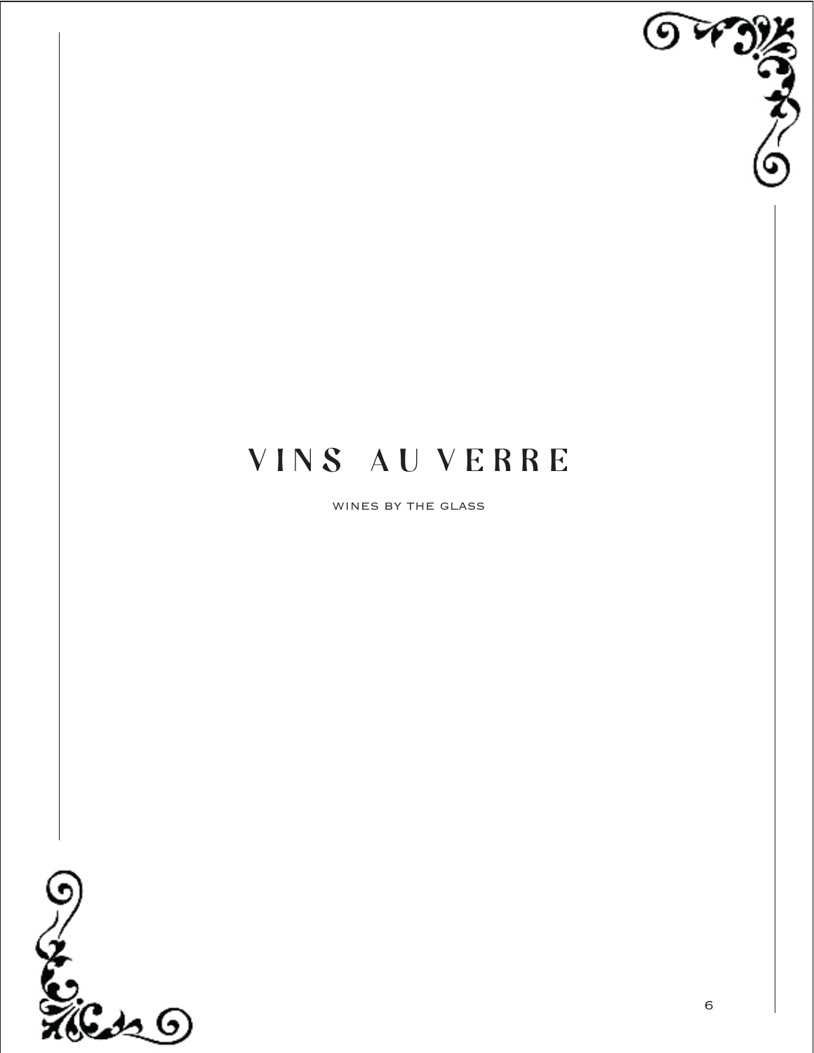# VINS AU VERRE

WINES BY THE GLASS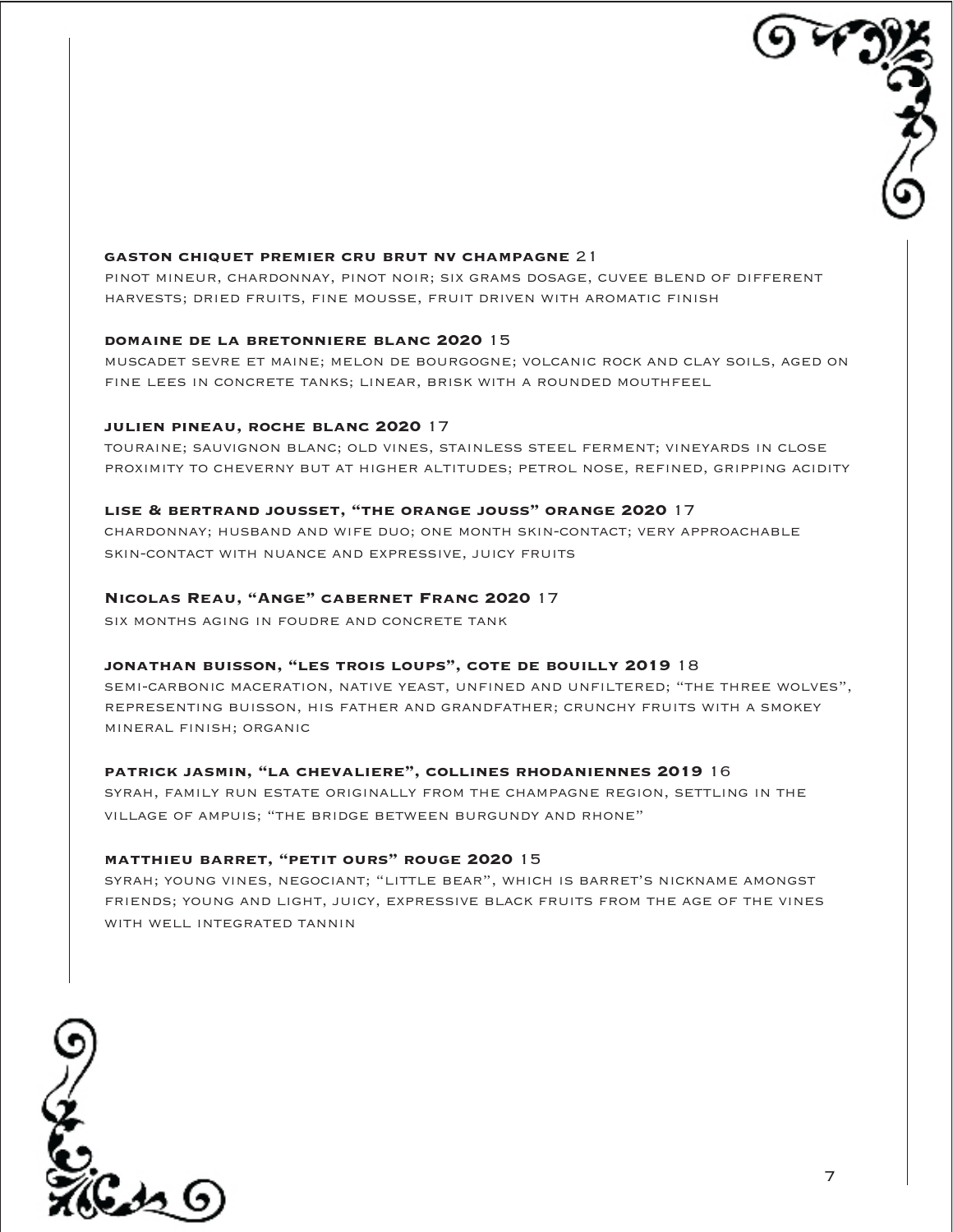**GASTON CHIQUET PREMIER CRU BRUT NV CHAMPAGNE** 21
PINOT MINEUR, CHARDONNAY, PINOT NOIR; SIX GRAMS DOSAGE, CUVEE BLEND OF DIFFERENT HARVESTS; DRIED FRUITS, FINE MOUSSE, FRUIT DRIVEN WITH AROMATIC FINISH

**DOMAINE DE LA BRETONNIERE BLANC 2020** 15
MUSCADET SEVRE ET MAINE; MELON DE BOURGOGNE; VOLCANIC ROCK AND CLAY SOILS, AGED ON FINE LEES IN CONCRETE TANKS; LINEAR, BRISK WITH A ROUNDED MOUTHFEEL

**JULIEN PINEAU, ROCHE BLANC 2020** 17
TOURAINE; SAUVIGNON BLANC; OLD VINES, STAINLESS STEEL FERMENT; VINEYARDS IN CLOSE PROXIMITY TO CHEVERNY BUT AT HIGHER ALTITUDES; PETROL NOSE, REFINED, GRIPPING ACIDITY

**LISE & BERTRAND JOUSSET, "THE ORANGE JOUSS" ORANGE 2020** 17
CHARDONNAY; HUSBAND AND WIFE DUO; ONE MONTH SKIN-CONTACT; VERY APPROACHABLE SKIN-CONTACT WITH NUANCE AND EXPRESSIVE, JUICY FRUITS

**NICOLAS REAU, "ANGE" CABERNET FRANC 2020** 17
SIX MONTHS AGING IN FOUDRE AND CONCRETE TANK

**JONATHAN BUISSON, "LES TROIS LOUPS", COTE DE BOUILLY 2019** 18
SEMI-CARBONIC MACERATION, NATIVE YEAST, UNFINED AND UNFILTERED; "THE THREE WOLVES", REPRESENTING BUISSON, HIS FATHER AND GRANDFATHER; CRUNCHY FRUITS WITH A SMOKEY MINERAL FINISH; ORGANIC

**PATRICK JASMIN, "LA CHEVALIERE", COLLINES RHODANIENNES 2019** 16
SYRAH, FAMILY RUN ESTATE ORIGINALLY FROM THE CHAMPAGNE REGION, SETTLING IN THE VILLAGE OF AMPUIS; "THE BRIDGE BETWEEN BURGUNDY AND RHONE"

**MATTHIEU BARRET, "PETIT OURS" ROUGE 2020** 15
SYRAH; YOUNG VINES, NEGOCIANT; "LITTLE BEAR", WHICH IS BARRET'S NICKNAME AMONGST FRIENDS; YOUNG AND LIGHT, JUICY, EXPRESSIVE BLACK FRUITS FROM THE AGE OF THE VINES WITH WELL INTEGRATED TANNIN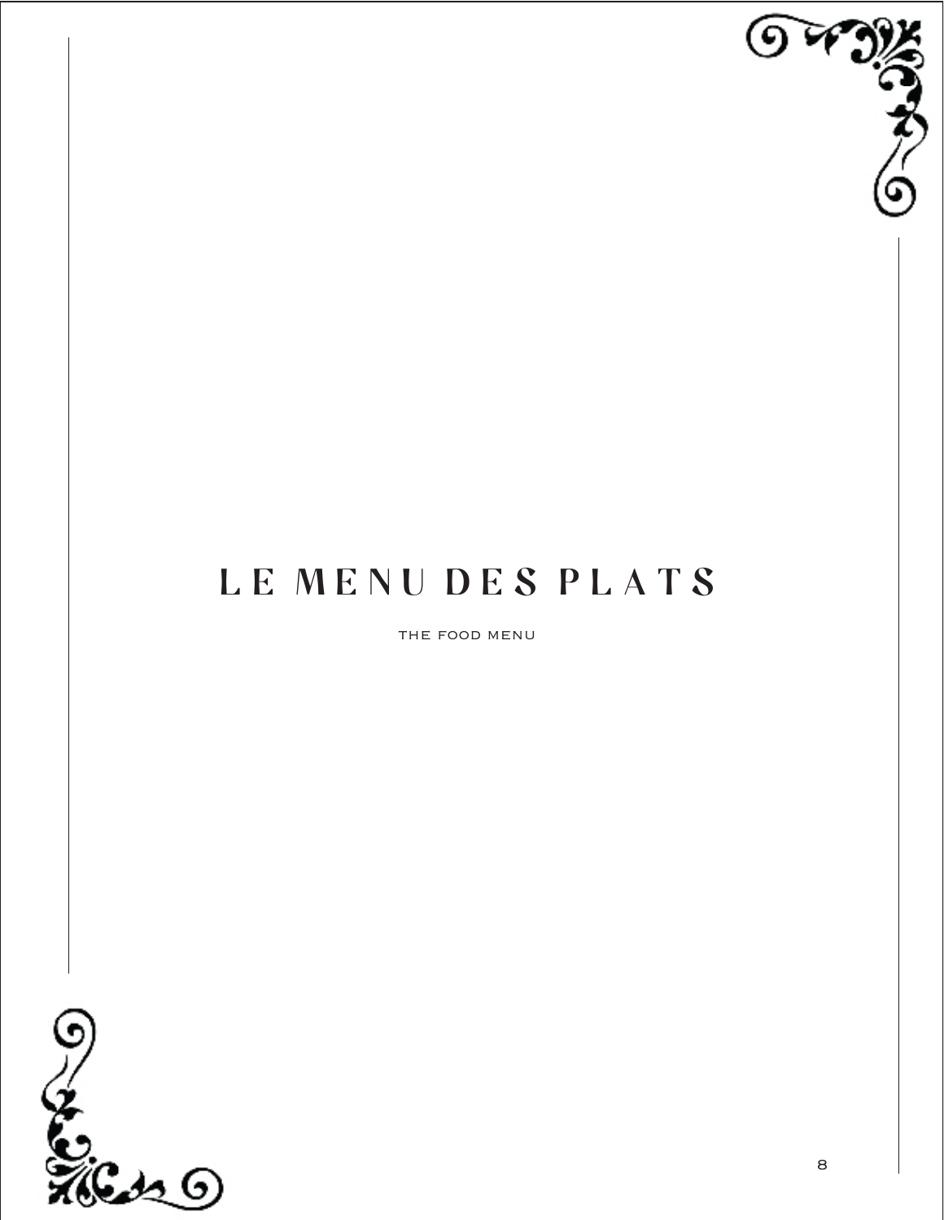# LE MENU DES PLATS

THE FOOD MENU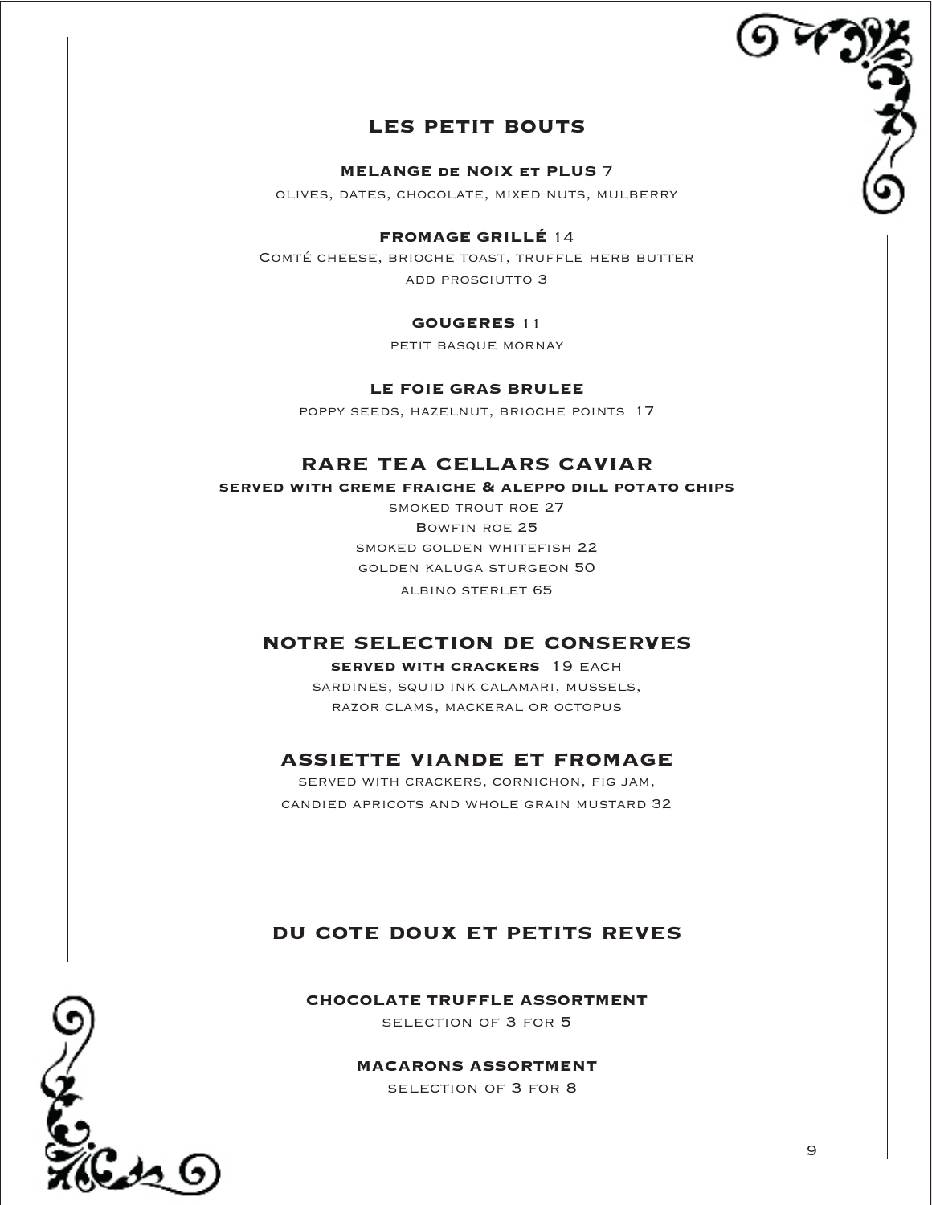## LES PETIT BOUTS

**MELANGE DE NOIX ET PLUS** 7

olives, dates, chocolate, mixed nuts, mulberry

**FROMAGE GRILLÉ** 14

Comté cheese, brioche toast, truffle herb butter

add prosciutto 3

**GOUGERES** 11

petit basque mornay

**LE FOIE GRAS BRULEE**

poppy seeds, hazelnut, brioche points 17

## RARE TEA CELLARS CAVIAR

**served with creme fraiche & aleppo dill potato chips**

smoked trout roe 27

Bowfin roe 25

smoked golden whitefish 22

golden kaluga sturgeon 50

albino sterlet 65

## NOTRE SELECTION DE CONSERVES

**served with crackers** 19 each

sardines, squid ink calamari, mussels,

razor clams, mackeral or octopus

## ASSIETTE VIANDE ET FROMAGE

served with crackers, cornichon, fig jam,

candied apricots and whole grain mustard 32

## DU COTE DOUX ET PETITS REVES

**CHOCOLATE TRUFFLE ASSORTMENT**

selection of 3 for 5

**MACARONS ASSORTMENT**

selection of 3 for 8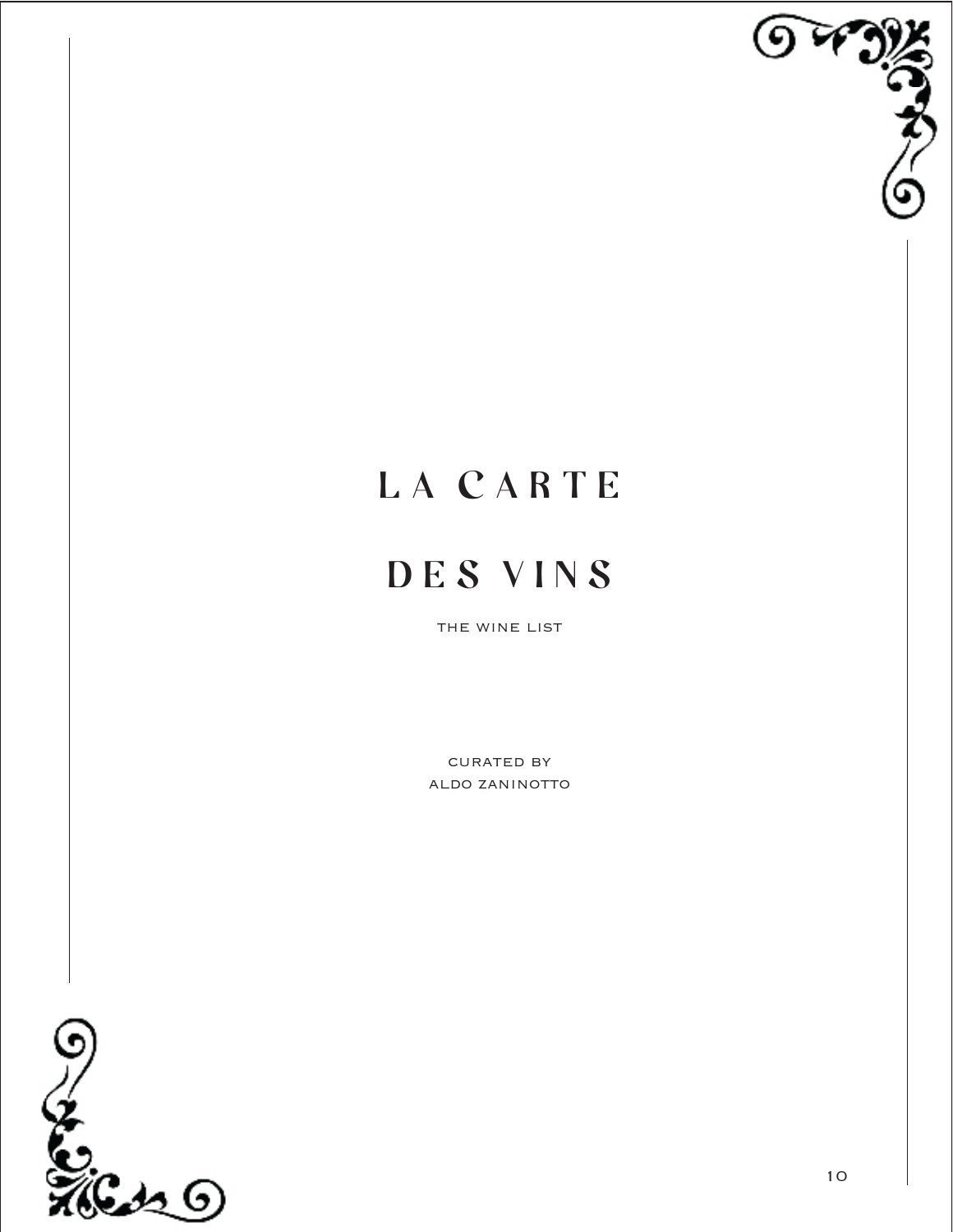# LA CARTE DES VINS

THE WINE LIST

CURATED BY
ALDO ZANINOTTO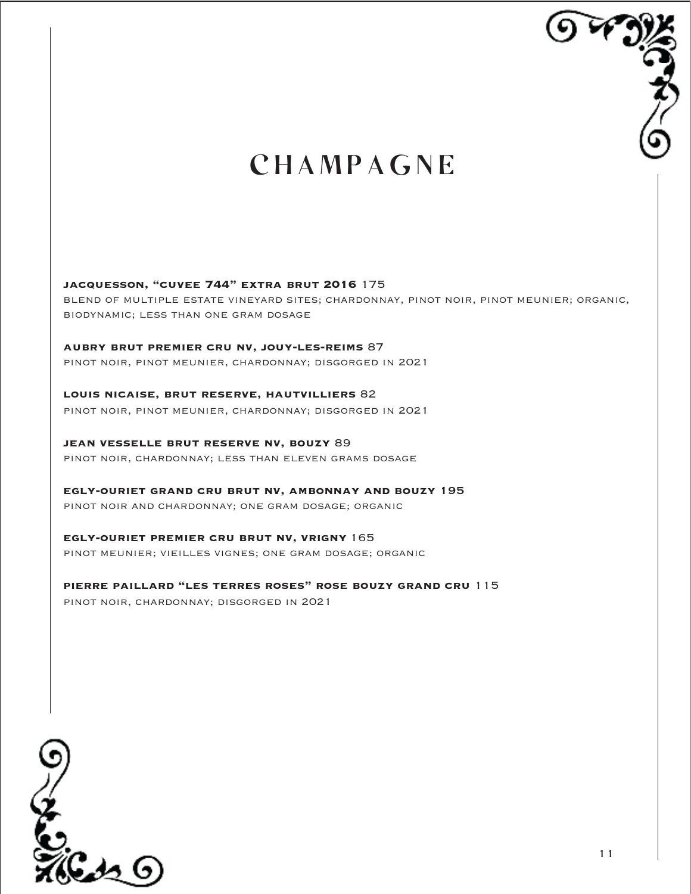# CHAMPAGNE

**JACQUESSON, "CUVEE 744" EXTRA BRUT 2016** 175
BLEND OF MULTIPLE ESTATE VINEYARD SITES; CHARDONNAY, PINOT NOIR, PINOT MEUNIER; ORGANIC, BIODYNAMIC; LESS THAN ONE GRAM DOSAGE

**AUBRY BRUT PREMIER CRU NV, JOUY-LES-REIMS** 87
PINOT NOIR, PINOT MEUNIER, CHARDONNAY; DISGORGED IN 2021

**LOUIS NICAISE, BRUT RESERVE, HAUTVILLIERS** 82
PINOT NOIR, PINOT MEUNIER, CHARDONNAY; DISGORGED IN 2021

**JEAN VESSELLE BRUT RESERVE NV, BOUZY** 89
PINOT NOIR, CHARDONNAY; LESS THAN ELEVEN GRAMS DOSAGE

**EGLY-OURIET GRAND CRU BRUT NV, AMBONNAY AND BOUZY 195**
PINOT NOIR AND CHARDONNAY; ONE GRAM DOSAGE; ORGANIC

**EGLY-OURIET PREMIER CRU BRUT NV, VRIGNY** 165
PINOT MEUNIER; VIEILLES VIGNES; ONE GRAM DOSAGE; ORGANIC

**PIERRE PAILLARD "LES TERRES ROSES" ROSE BOUZY GRAND CRU** 115
PINOT NOIR, CHARDONNAY; DISGORGED IN 2021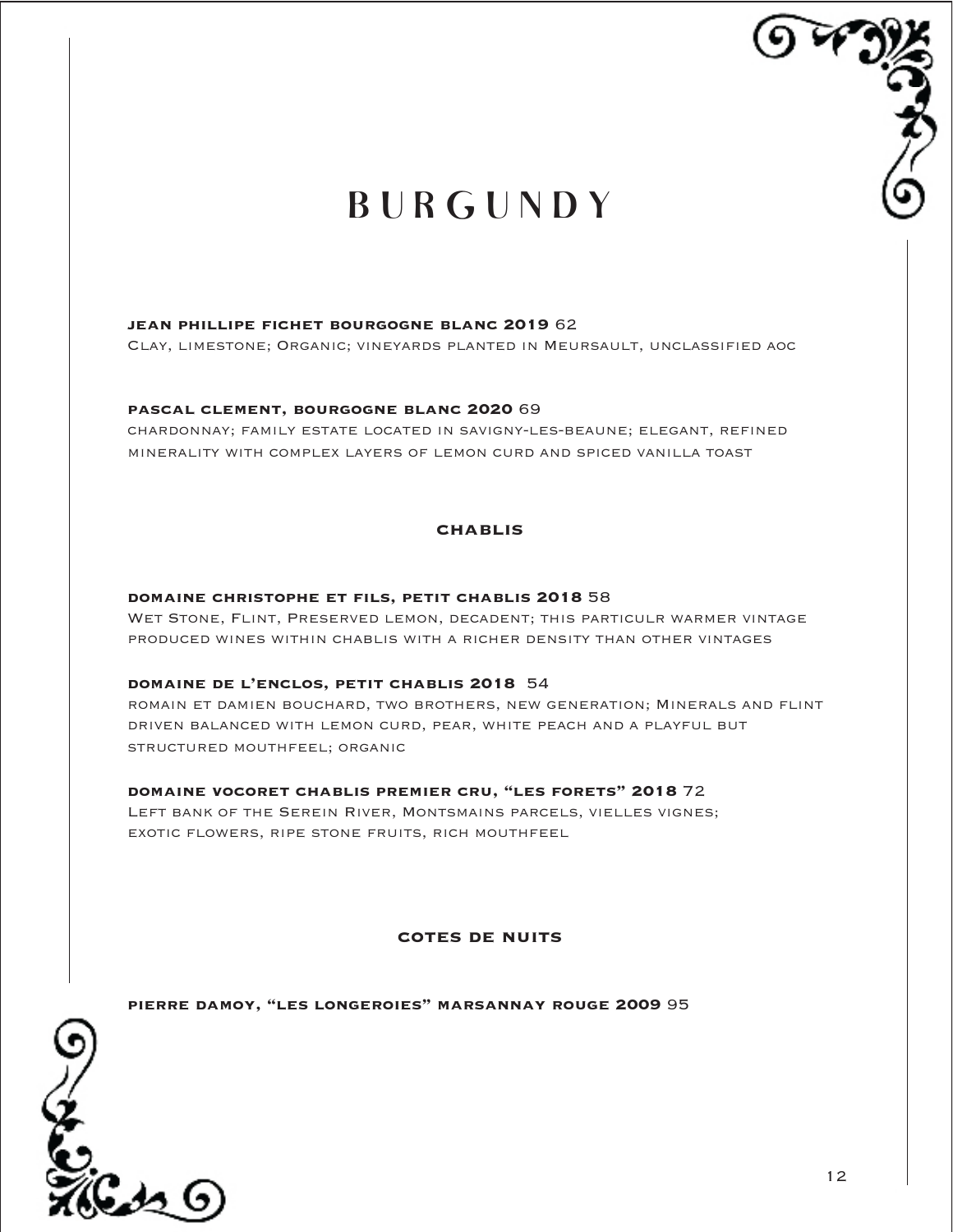# BURGUNDY

**jean phillipe fichet bourgogne blanc 2019** 62
Clay, limestone; Organic; vineyards planted in Meursault, unclassified aoc

**pascal clement, bourgogne blanc 2020** 69
chardonnay; family estate located in savigny-les-beaune; elegant, refined minerality with complex layers of lemon curd and spiced vanilla toast

## chablis

**domaine christophe et fils, petit chablis 2018** 58
Wet Stone, Flint, Preserved lemon, decadent; this particulr warmer vintage produced wines within chablis with a richer density than other vintages

**domaine de l'enclos, petit chablis 2018** 54
romain et damien bouchard, two brothers, new generation; Minerals and flint driven balanced with lemon curd, pear, white peach and a playful but structured mouthfeel; organic

**domaine vocoret chablis premier cru, "les forets" 2018** 72
Left bank of the Serein River, Montsmains parcels, vielles vignes; exotic flowers, ripe stone fruits, rich mouthfeel

## cotes de nuits

**pierre damoy, "les longeroies" marsannay rouge 2009** 95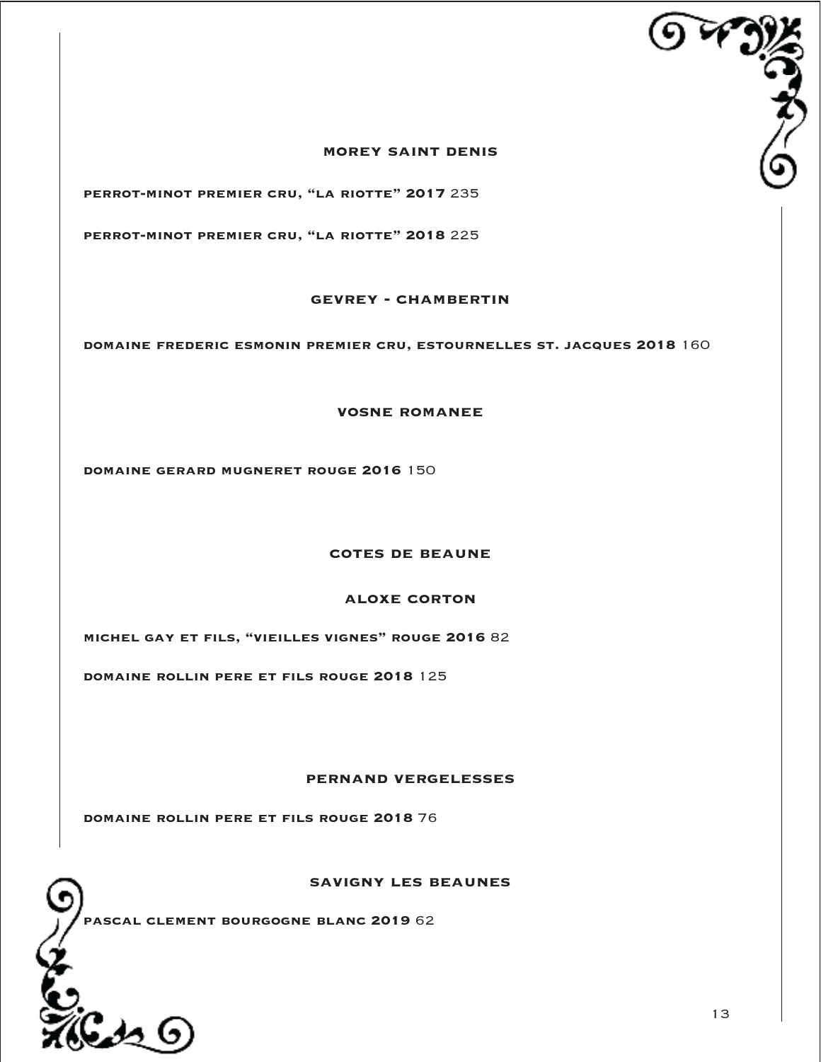## MOREY SAINT DENIS

**PERROT-MINOT PREMIER CRU, "LA RIOTTE" 2017** 235

**PERROT-MINOT PREMIER CRU, "LA RIOTTE" 2018** 225

## GEVREY - CHAMBERTIN

**DOMAINE FREDERIC ESMONIN PREMIER CRU, ESTOURNELLES ST. JACQUES 2018** 160

## VOSNE ROMANEE

**DOMAINE GERARD MUGNERET ROUGE 2016** 150

## COTES DE BEAUNE

### ALOXE CORTON

**MICHEL GAY ET FILS, "VIEILLES VIGNES" ROUGE 2016** 82

**DOMAINE ROLLIN PERE ET FILS ROUGE 2018** 125

### PERNAND VERGELESSES

**DOMAINE ROLLIN PERE ET FILS ROUGE 2018** 76

### SAVIGNY LES BEAUNES

**PASCAL CLEMENT BOURGOGNE BLANC 2019** 62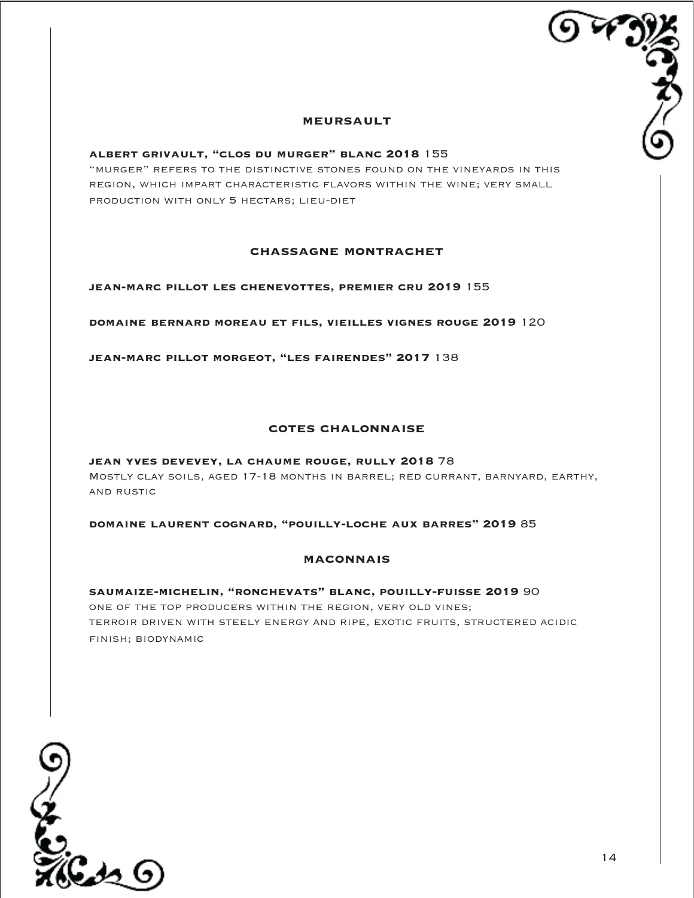## MEURSAULT

**ALBERT GRIVAULT, "CLOS DU MURGER" BLANC 2018** 155
"MURGER" REFERS TO THE DISTINCTIVE STONES FOUND ON THE VINEYARDS IN THIS REGION, WHICH IMPART CHARACTERISTIC FLAVORS WITHIN THE WINE; VERY SMALL PRODUCTION WITH ONLY 5 HECTARS; LIEU-DIET

## CHASSAGNE MONTRACHET

**JEAN-MARC PILLOT LES CHENEVOTTES, PREMIER CRU 2019** 155

**DOMAINE BERNARD MOREAU ET FILS, VIEILLES VIGNES ROUGE 2019** 120

**JEAN-MARC PILLOT MORGEOT, "LES FAIRENDES" 2017** 138

## COTES CHALONNAISE

**JEAN YVES DEVEVEY, LA CHAUME ROUGE, RULLY 2018** 78
Mostly clay soils, aged 17-18 months in barrel; red currant, barnyard, earthy, and rustic

**DOMAINE LAURENT COGNARD, "POUILLY-LOCHE AUX BARRES" 2019** 85

## MACONNAIS

**SAUMAIZE-MICHELIN, "RONCHEVATS" BLANC, POUILLY-FUISSE 2019** 90
ONE OF THE TOP PRODUCERS WITHIN THE REGION, VERY OLD VINES;
TERROIR DRIVEN WITH STEELY ENERGY AND RIPE, EXOTIC FRUITS, STRUCTERED ACIDIC FINISH; BIODYNAMIC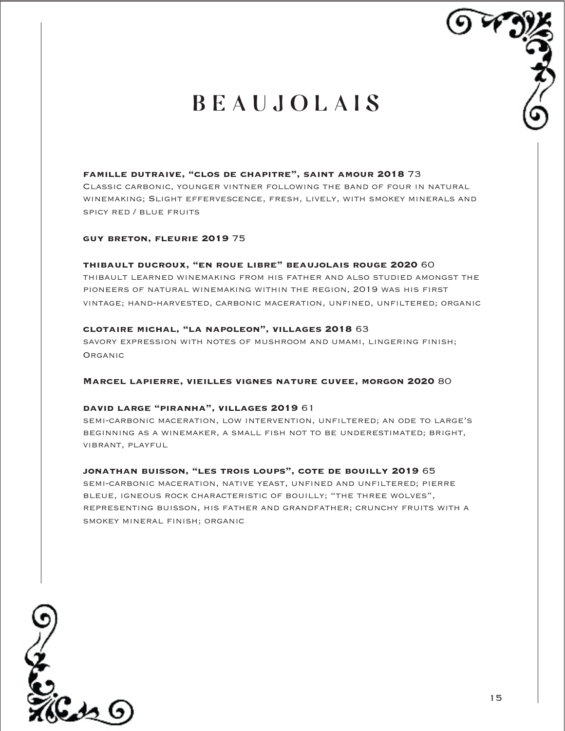# BEAUJOLAIS

**famille dutraive, "clos de chapitre", saint amour 2018** 73
Classic carbonic, younger vintner following the band of four in natural winemaking; Slight effervescence, fresh, lively, with smokey minerals and spicy red / blue fruits

**guy breton, fleurie 2019** 75

**thibault ducroux, "en roue libre" beaujolais rouge 2020** 60
thibault learned winemaking from his father and also studied amongst the pioneers of natural winemaking within the region, 2019 was his first vintage; hand-harvested, carbonic maceration, unfined, unfiltered; organic

**clotaire michal, "la napoleon", villages 2018** 63
savory expression with notes of mushroom and umami, lingering finish; Organic

**Marcel lapierre, vieilles vignes nature cuvee, morgon 2020** 80

**david large "piranha", villages 2019** 61
semi-carbonic maceration, low intervention, unfiltered; an ode to large's beginning as a winemaker, a small fish not to be underestimated; bright, vibrant, playful

**jonathan buisson, "les trois loups", cote de bouilly 2019** 65
semi-carbonic maceration, native yeast, unfined and unfiltered; pierre bleue, igneous rock characteristic of bouilly; "the three wolves", representing buisson, his father and grandfather; crunchy fruits with a smokey mineral finish; organic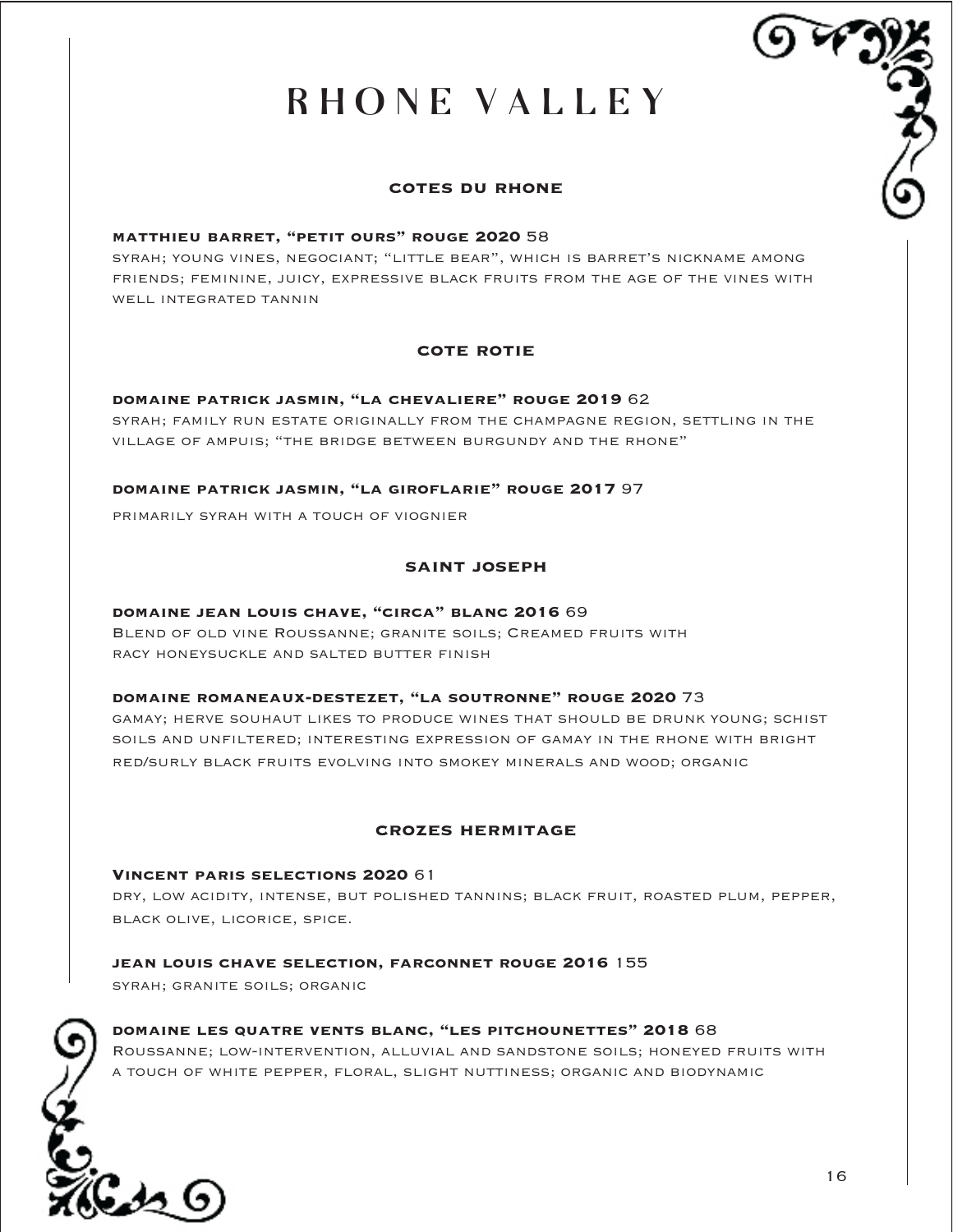# RHONE VALLEY

## COTES DU RHONE

**MATTHIEU BARRET, "PETIT OURS" ROUGE 2020** 58
syrah; young vines, negociant; "little bear", which is barret's nickname among friends; feminine, juicy, expressive black fruits from the age of the vines with well integrated tannin

## COTE ROTIE

**DOMAINE PATRICK JASMIN, "LA CHEVALIERE" ROUGE 2019** 62
syrah; family run estate originally from the champagne region, settling in the village of ampuis; "the bridge between burgundy and the rhone"

**DOMAINE PATRICK JASMIN, "LA GIROFLARIE" ROUGE 2017** 97
primarily syrah with a touch of viognier

## SAINT JOSEPH

**DOMAINE JEAN LOUIS CHAVE, "CIRCA" BLANC 2016** 69
Blend of old vine Roussanne; granite soils; Creamed fruits with racy honeysuckle and salted butter finish

**DOMAINE ROMANEAUX-DESTEZET, "LA SOUTRONNE" ROUGE 2020** 73
gamay; herve souhaut likes to produce wines that should be drunk young; schist soils and unfiltered; interesting expression of gamay in the rhone with bright red/surly black fruits evolving into smokey minerals and wood; organic

## CROZES HERMITAGE

**VINCENT PARIS SELECTIONS 2020** 61
dry, low acidity, intense, but polished tannins; black fruit, roasted plum, pepper, black olive, licorice, spice.

**JEAN LOUIS CHAVE SELECTION, FARCONNET ROUGE 2016** 155
syrah; granite soils; organic

**DOMAINE LES QUATRE VENTS BLANC, "LES PITCHOUNETTES" 2018** 68
Roussanne; low-intervention, alluvial and sandstone soils; honeyed fruits with a touch of white pepper, floral, slight nuttiness; organic and biodynamic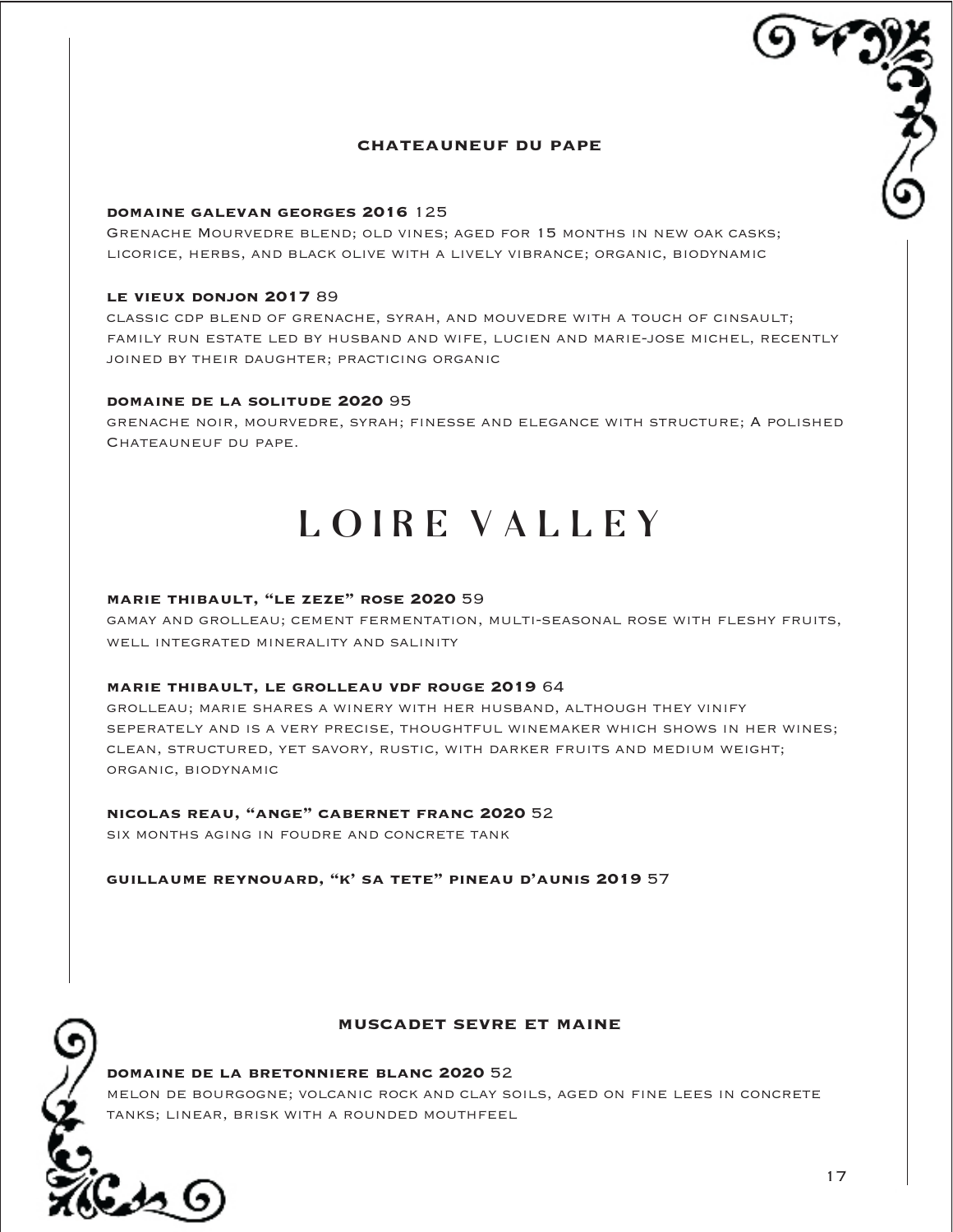### CHATEAUNEUF DU PAPE

**DOMAINE GALEVAN GEORGES 2016** 125
Grenache Mourvedre blend; old vines; aged for 15 months in new oak casks; licorice, herbs, and black olive with a lively vibrance; organic, biodynamic

**LE VIEUX DONJON 2017** 89
classic cdp blend of grenache, syrah, and mouvedre with a touch of cinsault; family run estate led by husband and wife, lucien and marie-jose michel, recently joined by their daughter; practicing organic

**DOMAINE DE LA SOLITUDE 2020** 95
grenache noir, mourvedre, syrah; finesse and elegance with structure; A polished Chateauneuf du pape.

# LOIRE VALLEY

**MARIE THIBAULT, "LE ZEZE" ROSE 2020** 59
gamay and grolleau; cement fermentation, multi-seasonal rose with fleshy fruits, well integrated minerality and salinity

**MARIE THIBAULT, LE GROLLEAU VDF ROUGE 2019** 64
grolleau; marie shares a winery with her husband, although they vinify seperately and is a very precise, thoughtful winemaker which shows in her wines; clean, structured, yet savory, rustic, with darker fruits and medium weight; organic, biodynamic

**NICOLAS REAU, "ANGE" CABERNET FRANC 2020** 52
six months aging in foudre and concrete tank

**GUILLAUME REYNOUARD, "K' SA TETE" PINEAU D'AUNIS 2019** 57

### MUSCADET SEVRE ET MAINE

**DOMAINE DE LA BRETONNIERE BLANC 2020** 52
melon de bourgogne; volcanic rock and clay soils, aged on fine lees in concrete tanks; linear, brisk with a rounded mouthfeel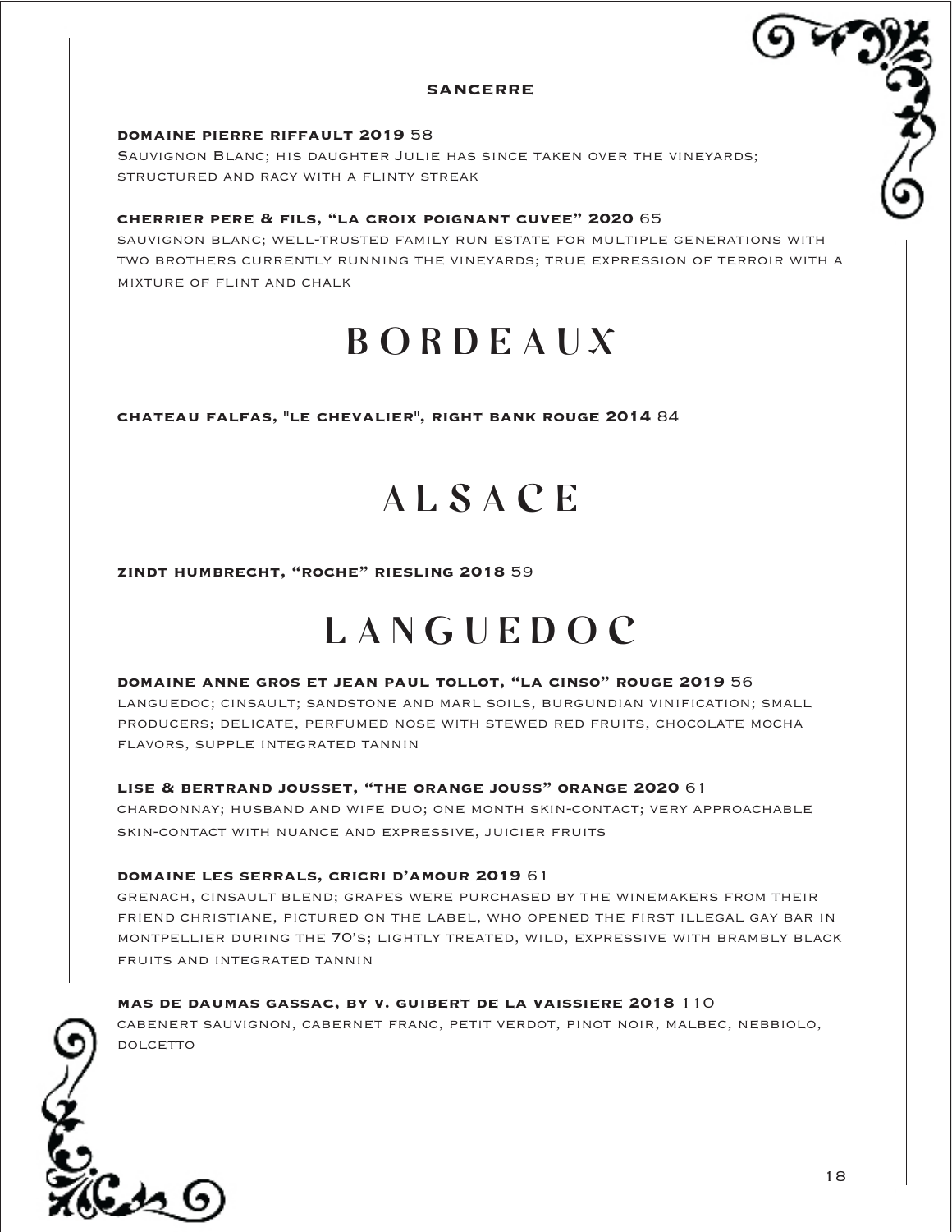### SANCERRE

**DOMAINE PIERRE RIFFAULT 2019** 58
Sauvignon Blanc; his daughter Julie has since taken over the vineyards; structured and racy with a flinty streak

**CHERRIER PERE & FILS, "LA CROIX POIGNANT CUVEE" 2020** 65
sauvignon blanc; well-trusted family run estate for multiple generations with two brothers currently running the vineyards; true expression of terroir with a mixture of flint and chalk

# BORDEAUX

**CHATEAU FALFAS, "LE CHEVALIER", RIGHT BANK ROUGE 2014** 84

# ALSACE

**ZINDT HUMBRECHT, "ROCHE" RIESLING 2018** 59

# LANGUEDOC

**DOMAINE ANNE GROS ET JEAN PAUL TOLLOT, "LA CINSO" ROUGE 2019** 56
languedoc; cinsault; sandstone and marl soils, burgundian vinification; small producers; delicate, perfumed nose with stewed red fruits, chocolate mocha flavors, supple integrated tannin

**LISE & BERTRAND JOUSSET, "THE ORANGE JOUSS" ORANGE 2020** 61
chardonnay; husband and wife duo; one month skin-contact; very approachable skin-contact with nuance and expressive, juicier fruits

**DOMAINE LES SERRALS, CRICRI D'AMOUR 2019** 61
grenach, cinsault blend; grapes were purchased by the winemakers from their friend christiane, pictured on the label, who opened the first illegal gay bar in montpellier during the 70's; lightly treated, wild, expressive with brambly black fruits and integrated tannin

**MAS DE DAUMAS GASSAC, BY V. GUIBERT DE LA VAISSIERE 2018** 110
cabenert sauvignon, cabernet franc, petit verdot, pinot noir, malbec, nebbiolo, dolcetto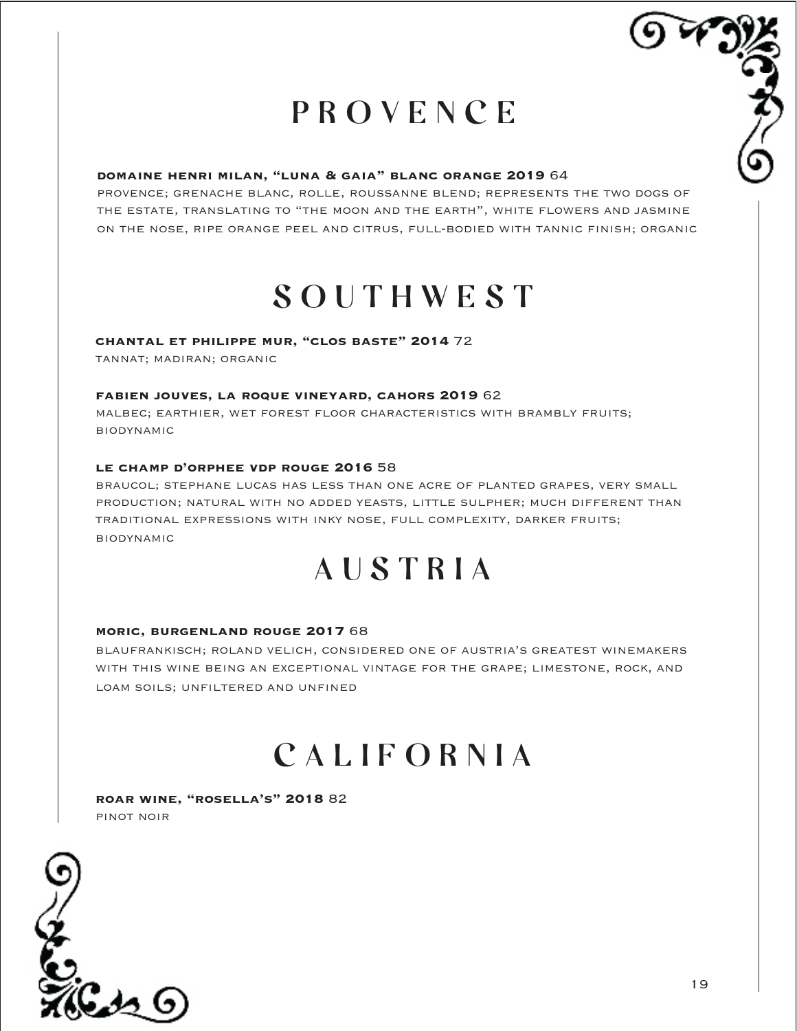# PROVENCE

**DOMAINE HENRI MILAN, "LUNA & GAIA" BLANC ORANGE 2019** 64
PROVENCE; GRENACHE BLANC, ROLLE, ROUSSANNE BLEND; REPRESENTS THE TWO DOGS OF THE ESTATE, TRANSLATING TO "THE MOON AND THE EARTH", WHITE FLOWERS AND JASMINE ON THE NOSE, RIPE ORANGE PEEL AND CITRUS, FULL-BODIED WITH TANNIC FINISH; ORGANIC

# SOUTHWEST

**CHANTAL ET PHILIPPE MUR, "CLOS BASTE" 2014** 72
TANNAT; MADIRAN; ORGANIC

**FABIEN JOUVES, LA ROQUE VINEYARD, CAHORS 2019** 62
MALBEC; EARTHIER, WET FOREST FLOOR CHARACTERISTICS WITH BRAMBLY FRUITS; BIODYNAMIC

**LE CHAMP D'ORPHEE VDP ROUGE 2016** 58
BRAUCOL; STEPHANE LUCAS HAS LESS THAN ONE ACRE OF PLANTED GRAPES, VERY SMALL PRODUCTION; NATURAL WITH NO ADDED YEASTS, LITTLE SULPHER; MUCH DIFFERENT THAN TRADITIONAL EXPRESSIONS WITH INKY NOSE, FULL COMPLEXITY, DARKER FRUITS; BIODYNAMIC

# AUSTRIA

**MORIC, BURGENLAND ROUGE 2017** 68
BLAUFRANKISCH; ROLAND VELICH, CONSIDERED ONE OF AUSTRIA'S GREATEST WINEMAKERS WITH THIS WINE BEING AN EXCEPTIONAL VINTAGE FOR THE GRAPE; LIMESTONE, ROCK, AND LOAM SOILS; UNFILTERED AND UNFINED

# CALIFORNIA

**ROAR WINE, "ROSELLA'S" 2018** 82
PINOT NOIR